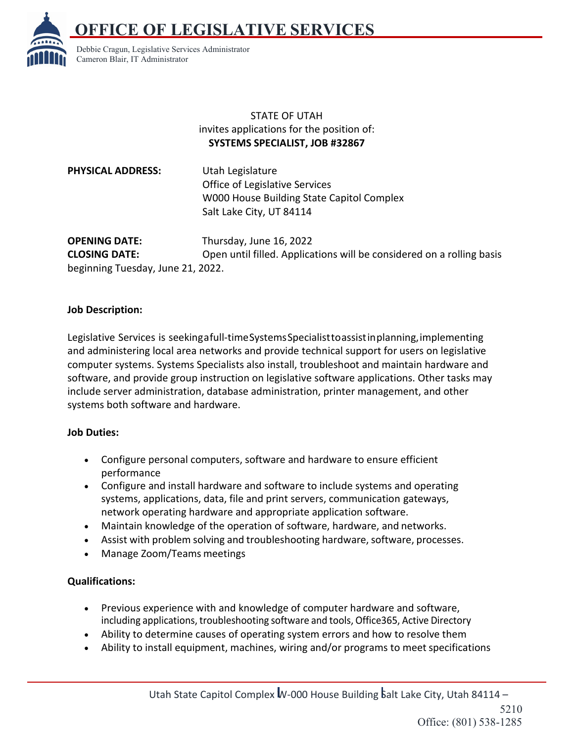# OFFICE OF LEGISLATIVE SERVICES

Debbie Cragun, Legislative Services Administrator
Cameron Blair, IT Administrator

STATE OF UTAH
invites applications for the position of:
**SYSTEMS SPECIALIST, JOB #32867**

**PHYSICAL ADDRESS:** Utah Legislature
Office of Legislative Services
W000 House Building State Capitol Complex
Salt Lake City, UT 84114

**OPENING DATE:** Thursday, June 16, 2022
**CLOSING DATE:** Open until filled. Applications will be considered on a rolling basis beginning Tuesday, June 21, 2022.

**Job Description:**

Legislative Services is seeking a full-time Systems Specialist to assist in planning, implementing and administering local area networks and provide technical support for users on legislative computer systems. Systems Specialists also install, troubleshoot and maintain hardware and software, and provide group instruction on legislative software applications. Other tasks may include server administration, database administration, printer management, and other systems both software and hardware.

**Job Duties:**

- Configure personal computers, software and hardware to ensure efficient performance
- Configure and install hardware and software to include systems and operating systems, applications, data, file and print servers, communication gateways, network operating hardware and appropriate application software.
- Maintain knowledge of the operation of software, hardware, and networks.
- Assist with problem solving and troubleshooting hardware, software, processes.
- Manage Zoom/Teams meetings

**Qualifications:**

- Previous experience with and knowledge of computer hardware and software, including applications, troubleshooting software and tools, Office365, Active Directory
- Ability to determine causes of operating system errors and how to resolve them
- Ability to install equipment, machines, wiring and/or programs to meet specifications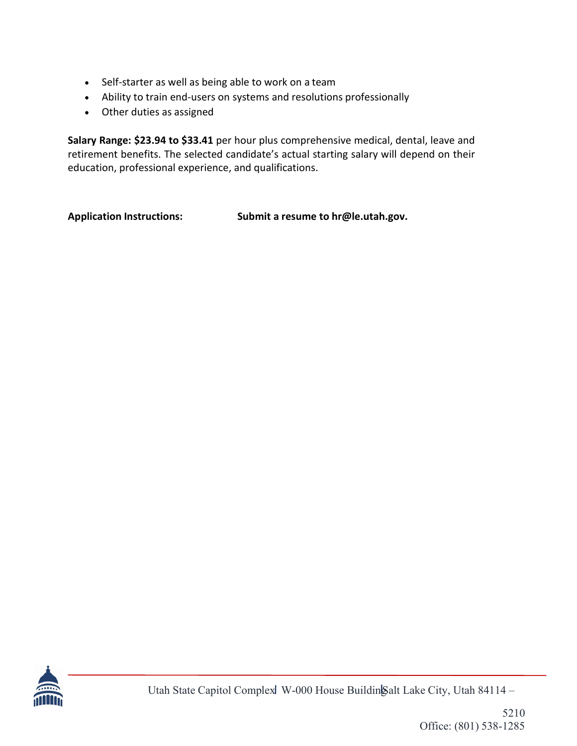- Self-starter as well as being able to work on a team
- Ability to train end-users on systems and resolutions professionally
- Other duties as assigned

**Salary Range: $23.94 to $33.41** per hour plus comprehensive medical, dental, leave and retirement benefits. The selected candidate's actual starting salary will depend on their education, professional experience, and qualifications.

**Application Instructions:** **Submit a resume to hr@le.utah.gov.**